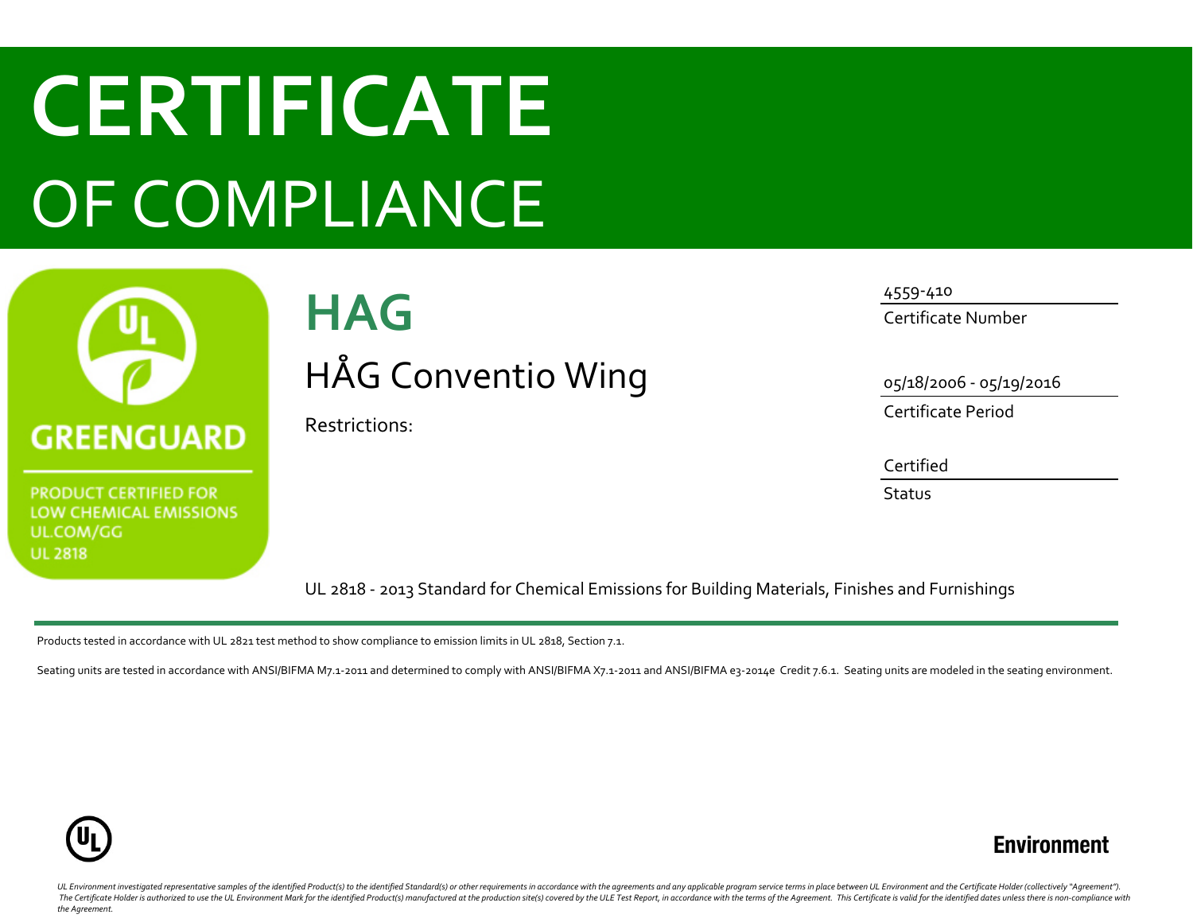# CERTIFICATE
# OF COMPLIANCE

GREENGUARD

PRODUCT CERTIFIED FOR
LOW CHEMICAL EMISSIONS
UL.COM/GG
UL 2818

## HAG

HÅG Conventio Wing

Restrictions:

4559-410
Certificate Number

05/18/2006 - 05/19/2016
Certificate Period

Certified
Status

UL 2818 - 2013 Standard for Chemical Emissions for Building Materials, Finishes and Furnishings

---

Products tested in accordance with UL 2821 test method to show compliance to emission limits in UL 2818, Section 7.1.

Seating units are tested in accordance with ANSI/BIFMA M7.1-2011 and determined to comply with ANSI/BIFMA X7.1-2011 and ANSI/BIFMA e3-2014e Credit 7.6.1. Seating units are modeled in the seating environment.

UL

Environment

*UL Environment investigated representative samples of the identified Product(s) to the identified Standard(s) or other requirements in accordance with the agreements and any applicable program service terms in place between UL Environment and the Certificate Holder (collectively "Agreement"). The Certificate Holder is authorized to use the UL Environment Mark for the identified Product(s) manufactured at the production site(s) covered by the ULE Test Report, in accordance with the terms of the Agreement. This Certificate is valid for the identified dates unless there is non-compliance with the Agreement.*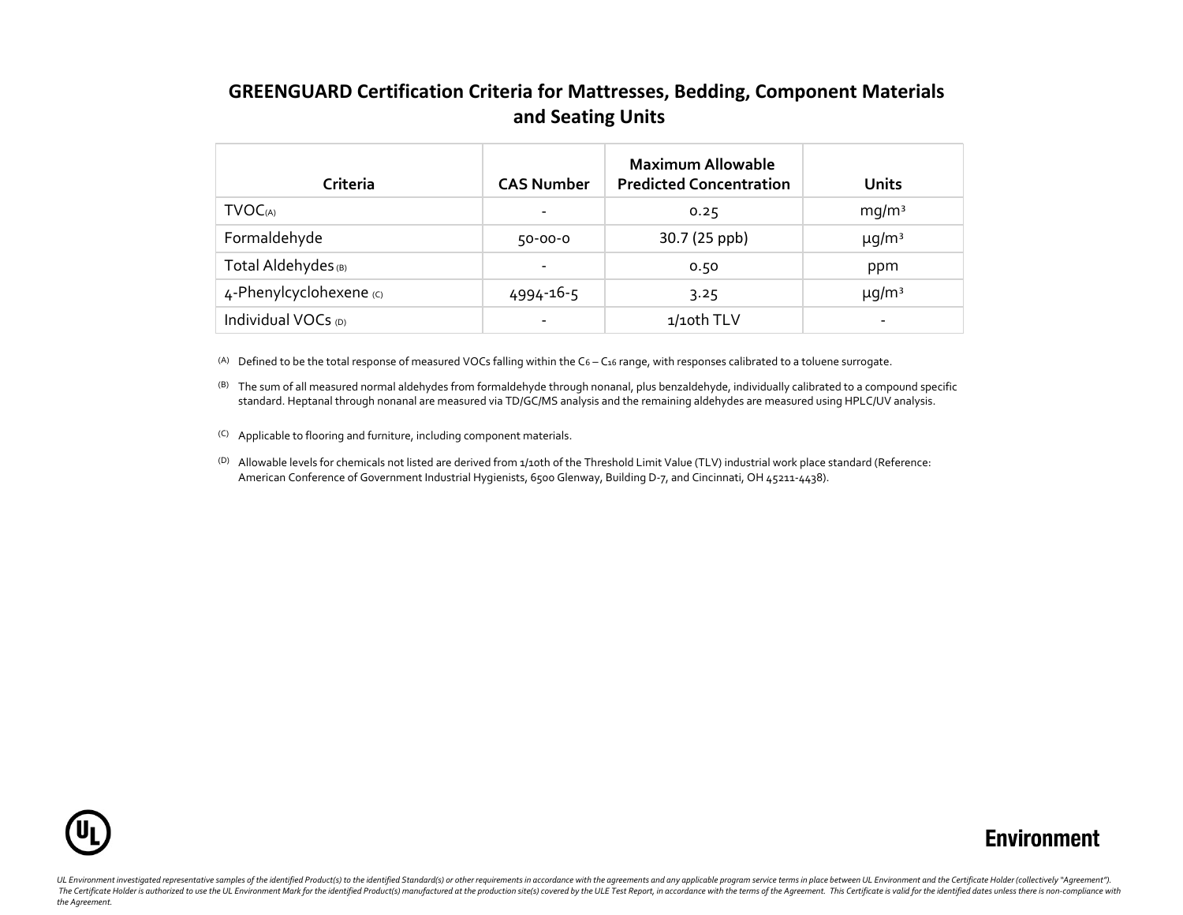## GREENGUARD Certification Criteria for Mattresses, Bedding, Component Materials and Seating Units

| Criteria | CAS Number | Maximum Allowable Predicted Concentration | Units |
|---|---|---|---|
| TVOC[(A)] | - | 0.25 | $mg/m^3$ |
| Formaldehyde | 50-00-0 | 30.7 (25 ppb) | $\mu g/m^3$ |
| Total Aldehydes[(B)] | - | 0.50 | ppm |
| 4-Phenylcyclohexene[(C)] | 4994-16-5 | 3.25 | $\mu g/m^3$ |
| Individual VOCs[(D)] | - | 1/10th TLV | - |

[(A)] Defined to be the total response of measured VOCs falling within the $C_6$ – $C_{16}$ range, with responses calibrated to a toluene surrogate.

[(B)] The sum of all measured normal aldehydes from formaldehyde through nonanal, plus benzaldehyde, individually calibrated to a compound specific standard. Heptanal through nonanal are measured via TD/GC/MS analysis and the remaining aldehydes are measured using HPLC/UV analysis.

[(C)] Applicable to flooring and furniture, including component materials.

[(D)] Allowable levels for chemicals not listed are derived from 1/10th of the Threshold Limit Value (TLV) industrial work place standard (Reference: American Conference of Government Industrial Hygienists, 6500 Glenway, Building D-7, and Cincinnati, OH 45211-4438).

*UL Environment investigated representative samples of the identified Product(s) to the identified Standard(s) or other requirements in accordance with the agreements and any applicable program service terms in place between UL Environment and the Certificate Holder (collectively "Agreement"). The Certificate Holder is authorized to use the UL Environment Mark for the identified Product(s) manufactured at the production site(s) covered by the ULE Test Report, in accordance with the terms of the Agreement. This Certificate is valid for the identified dates unless there is non-compliance with the Agreement.*